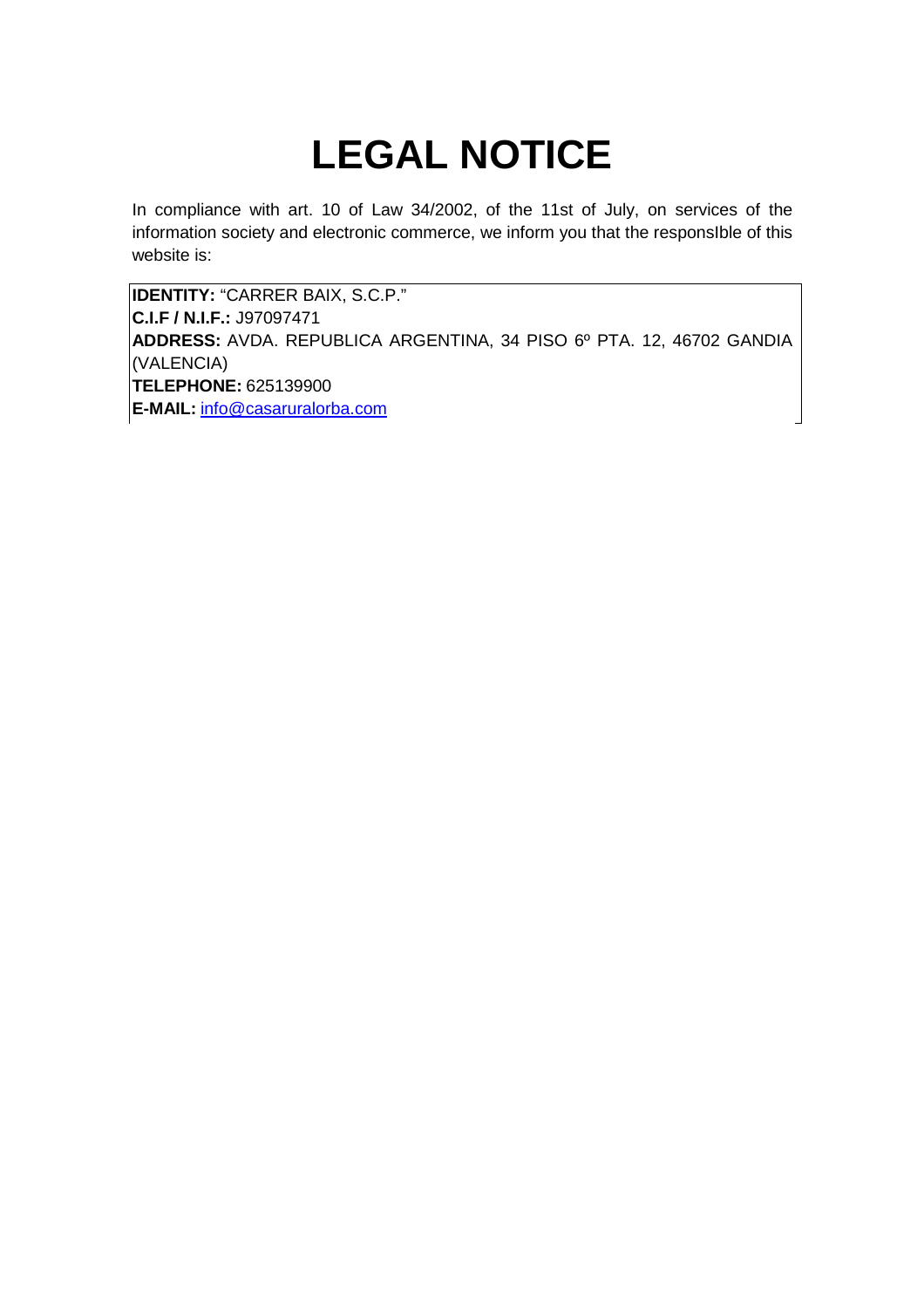# LEGAL NOTICE

In compliance with art. 10 of Law 34/2002, of the 11st of July, on services of the information society and electronic commerce, we inform you that the responsIble of this website is:

**IDENTITY:** "CARRER BAIX, S.C.P."
**C.I.F / N.I.F.:** J97097471
**ADDRESS:** AVDA. REPUBLICA ARGENTINA, 34 PISO 6º PTA. 12, 46702 GANDIA (VALENCIA)
**TELEPHONE:** 625139900
**E-MAIL:** info@casaruralorba.com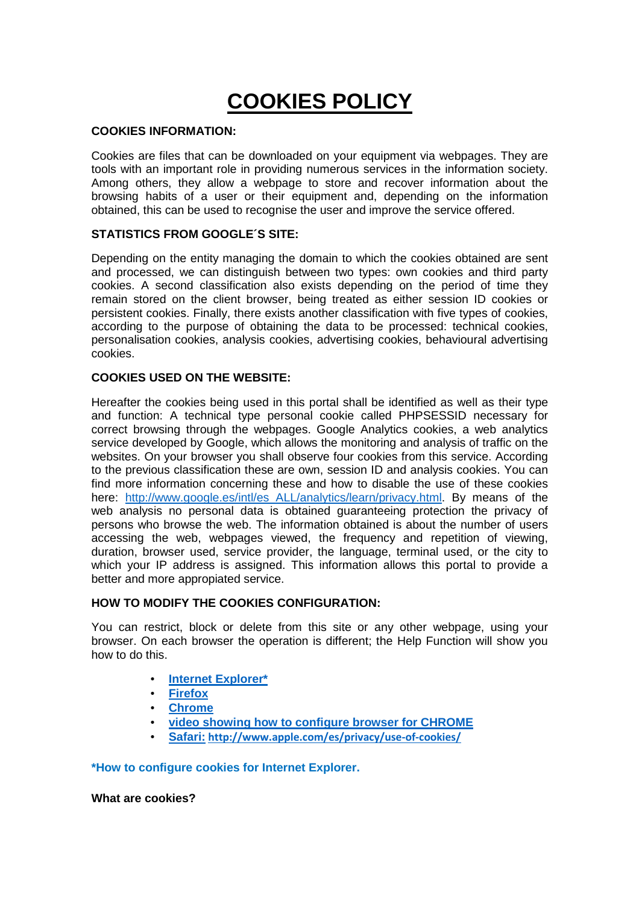# COOKIES POLICY

**COOKIES INFORMATION:**

Cookies are files that can be downloaded on your equipment via webpages. They are tools with an important role in providing numerous services in the information society. Among others, they allow a webpage to store and recover information about the browsing habits of a user or their equipment and, depending on the information obtained, this can be used to recognise the user and improve the service offered.

**STATISTICS FROM GOOGLE´S SITE:**

Depending on the entity managing the domain to which the cookies obtained are sent and processed, we can distinguish between two types: own cookies and third party cookies. A second classification also exists depending on the period of time they remain stored on the client browser, being treated as either session ID cookies or persistent cookies. Finally, there exists another classification with five types of cookies, according to the purpose of obtaining the data to be processed: technical cookies, personalisation cookies, analysis cookies, advertising cookies, behavioural advertising cookies.

**COOKIES USED ON THE WEBSITE:**

Hereafter the cookies being used in this portal shall be identified as well as their type and function: A technical type personal cookie called PHPSESSID necessary for correct browsing through the webpages. Google Analytics cookies, a web analytics service developed by Google, which allows the monitoring and analysis of traffic on the websites. On your browser you shall observe four cookies from this service. According to the previous classification these are own, session ID and analysis cookies. You can find more information concerning these and how to disable the use of these cookies here: [http://www.google.es/intl/es_ALL/analytics/learn/privacy.html](http://www.google.es/intl/es_ALL/analytics/learn/privacy.html). By means of the web analysis no personal data is obtained guaranteeing protection the privacy of persons who browse the web. The information obtained is about the number of users accessing the web, webpages viewed, the frequency and repetition of viewing, duration, browser used, service provider, the language, terminal used, or the city to which your IP address is assigned. This information allows this portal to provide a better and more appropiated service.

**HOW TO MODIFY THE COOKIES CONFIGURATION:**

You can restrict, block or delete from this site or any other webpage, using your browser. On each browser the operation is different; the Help Function will show you how to do this.

- **Internet Explorer***
- **Firefox**
- **Chrome**
- **video showing how to configure browser for CHROME**
- **Safari:** **http://www.apple.com/es/privacy/use-of-cookies/**

**\*How to configure cookies for Internet Explorer.**

**What are cookies?**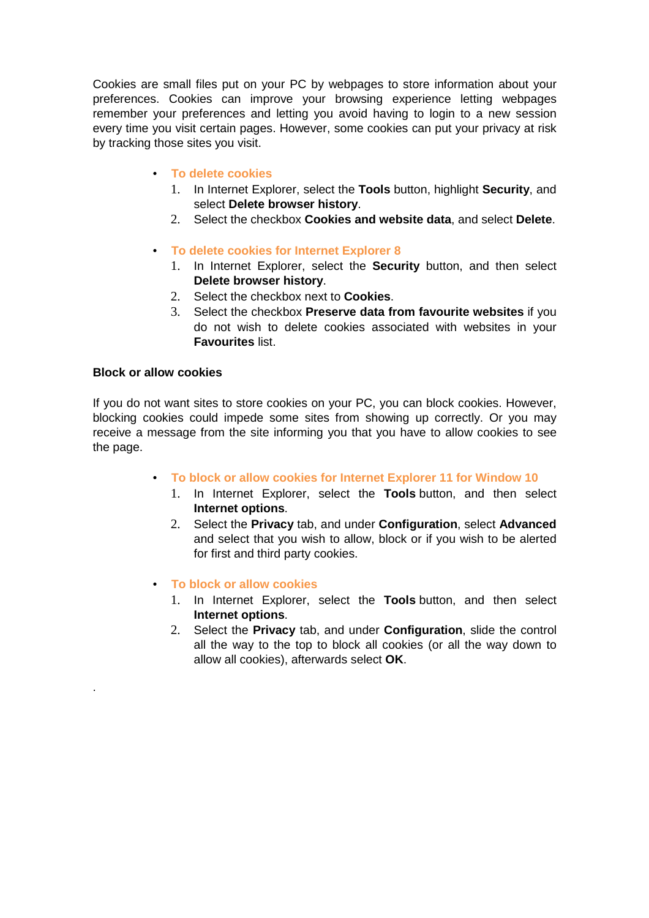Cookies are small files put on your PC by webpages to store information about your preferences. Cookies can improve your browsing experience letting webpages remember your preferences and letting you avoid having to login to a new session every time you visit certain pages. However, some cookies can put your privacy at risk by tracking those sites you visit.

- **To delete cookies**
  1. In Internet Explorer, select the **Tools** button, highlight **Security**, and select **Delete browser history**.
  2. Select the checkbox **Cookies and website data**, and select **Delete**.

- **To delete cookies for Internet Explorer 8**
  1. In Internet Explorer, select the **Security** button, and then select **Delete browser history**.
  2. Select the checkbox next to **Cookies**.
  3. Select the checkbox **Preserve data from favourite websites** if you do not wish to delete cookies associated with websites in your **Favourites** list.

**Block or allow cookies**

If you do not want sites to store cookies on your PC, you can block cookies. However, blocking cookies could impede some sites from showing up correctly. Or you may receive a message from the site informing you that you have to allow cookies to see the page.

- **To block or allow cookies for Internet Explorer 11 for Window 10**
  1. In Internet Explorer, select the **Tools** button, and then select **Internet options**.
  2. Select the **Privacy** tab, and under **Configuration**, select **Advanced** and select that you wish to allow, block or if you wish to be alerted for first and third party cookies.

- **To block or allow cookies**
  1. In Internet Explorer, select the **Tools** button, and then select **Internet options**.
  2. Select the **Privacy** tab, and under **Configuration**, slide the control all the way to the top to block all cookies (or all the way down to allow all cookies), afterwards select **OK**.

.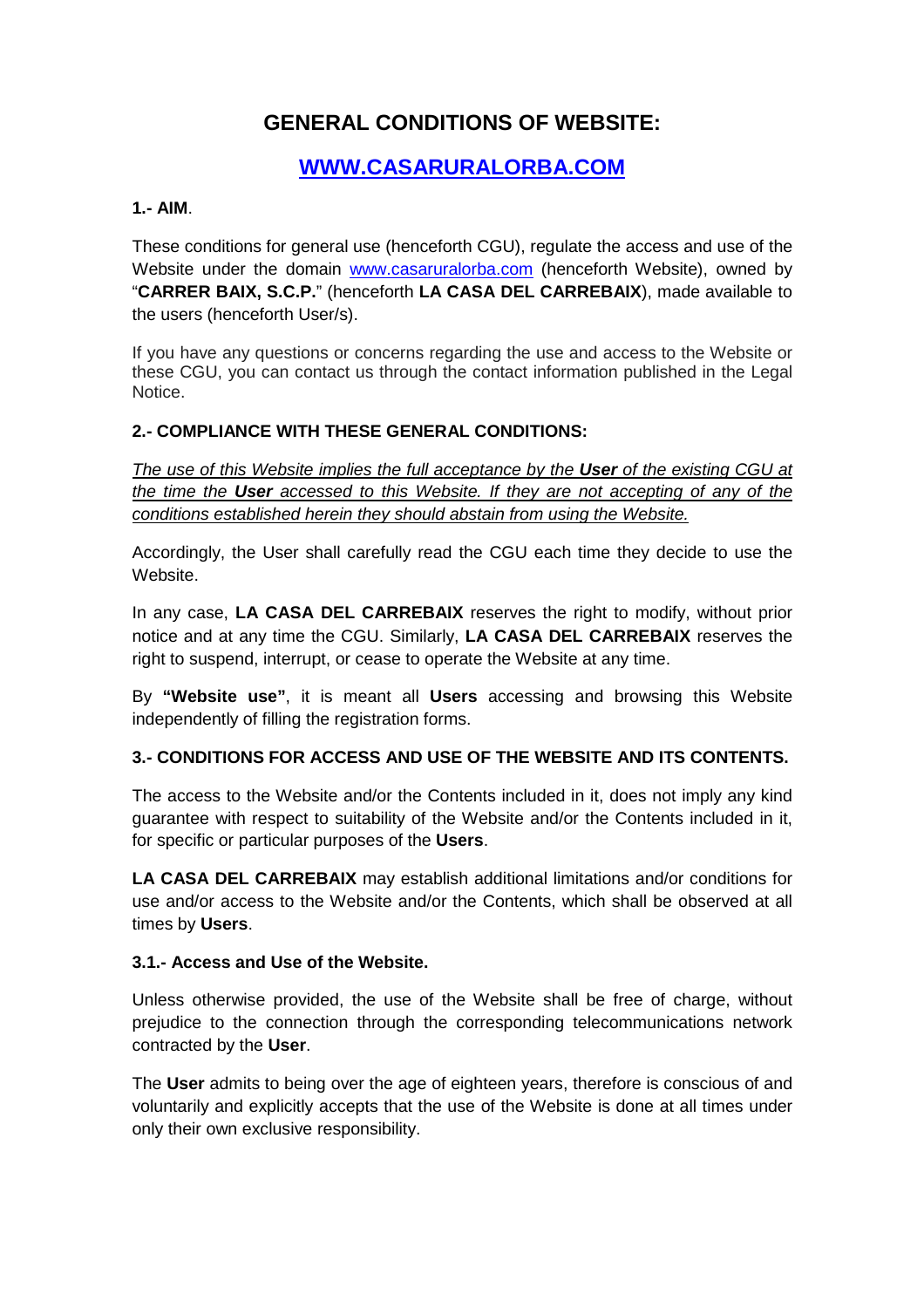# GENERAL CONDITIONS OF WEBSITE:

## [WWW.CASARURALORBA.COM](http://www.casaruralorba.com)

**1.- AIM**.

These conditions for general use (henceforth CGU), regulate the access and use of the Website under the domain [www.casaruralorba.com](http://www.casaruralorba.com) (henceforth Website), owned by "**CARRER BAIX, S.C.P.**" (henceforth **LA CASA DEL CARREBAIX**), made available to the users (henceforth User/s).

If you have any questions or concerns regarding the use and access to the Website or these CGU, you can contact us through the contact information published in the Legal Notice.

**2.- COMPLIANCE WITH THESE GENERAL CONDITIONS:**

*The use of this Website implies the full acceptance by the **User** of the existing CGU at the time the **User** accessed to this Website. If they are not accepting of any of the conditions established herein they should abstain from using the Website.*

Accordingly, the User shall carefully read the CGU each time they decide to use the Website.

In any case, **LA CASA DEL CARREBAIX** reserves the right to modify, without prior notice and at any time the CGU. Similarly, **LA CASA DEL CARREBAIX** reserves the right to suspend, interrupt, or cease to operate the Website at any time.

By **"Website use"**, it is meant all **Users** accessing and browsing this Website independently of filling the registration forms.

**3.- CONDITIONS FOR ACCESS AND USE OF THE WEBSITE AND ITS CONTENTS.**

The access to the Website and/or the Contents included in it, does not imply any kind guarantee with respect to suitability of the Website and/or the Contents included in it, for specific or particular purposes of the **Users**.

**LA CASA DEL CARREBAIX** may establish additional limitations and/or conditions for use and/or access to the Website and/or the Contents, which shall be observed at all times by **Users**.

**3.1.- Access and Use of the Website.**

Unless otherwise provided, the use of the Website shall be free of charge, without prejudice to the connection through the corresponding telecommunications network contracted by the **User**.

The **User** admits to being over the age of eighteen years, therefore is conscious of and voluntarily and explicitly accepts that the use of the Website is done at all times under only their own exclusive responsibility.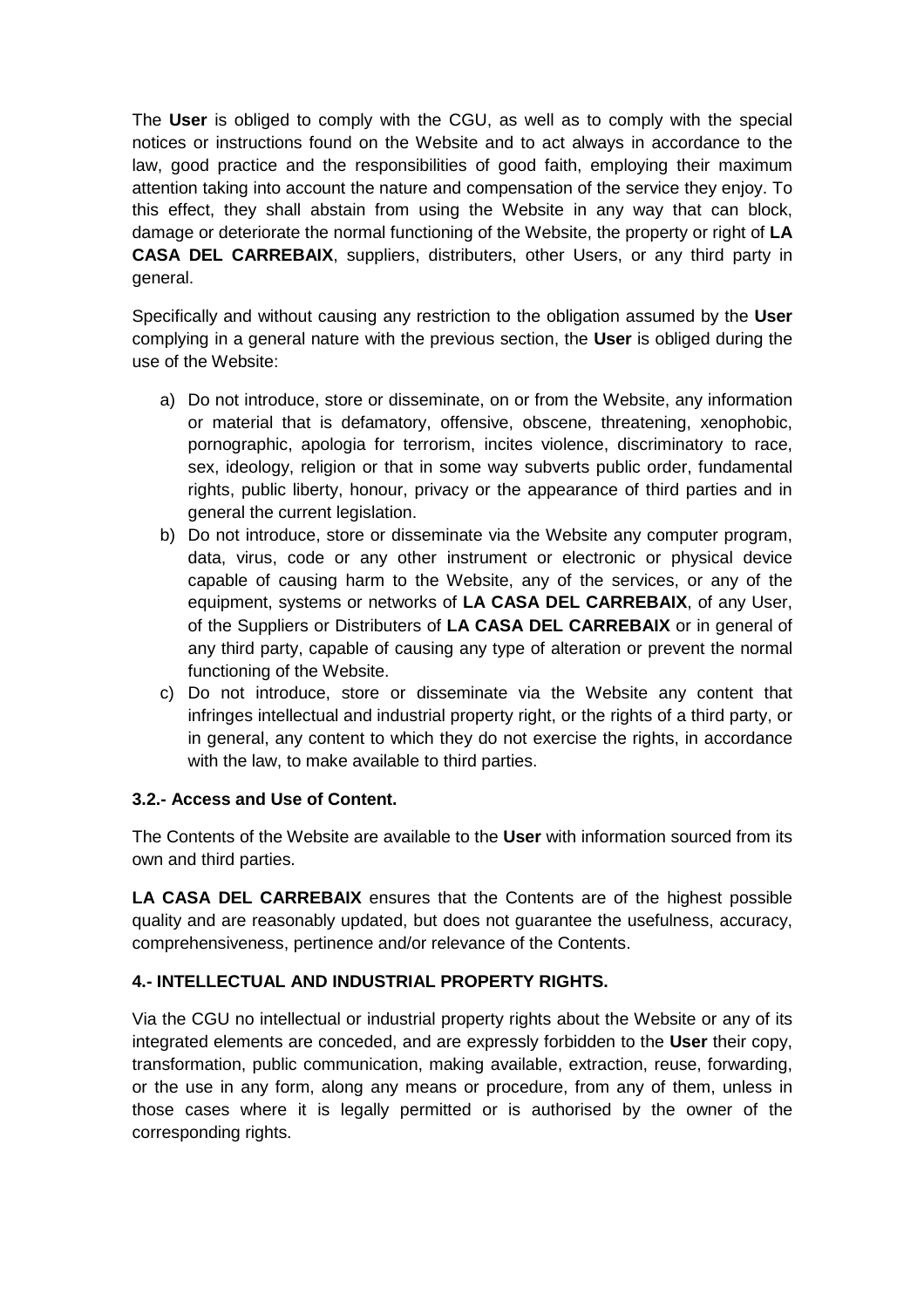The **User** is obliged to comply with the CGU, as well as to comply with the special notices or instructions found on the Website and to act always in accordance to the law, good practice and the responsibilities of good faith, employing their maximum attention taking into account the nature and compensation of the service they enjoy. To this effect, they shall abstain from using the Website in any way that can block, damage or deteriorate the normal functioning of the Website, the property or right of **LA CASA DEL CARREBAIX**, suppliers, distributers, other Users, or any third party in general.

Specifically and without causing any restriction to the obligation assumed by the **User** complying in a general nature with the previous section, the **User** is obliged during the use of the Website:

a) Do not introduce, store or disseminate, on or from the Website, any information or material that is defamatory, offensive, obscene, threatening, xenophobic, pornographic, apologia for terrorism, incites violence, discriminatory to race, sex, ideology, religion or that in some way subverts public order, fundamental rights, public liberty, honour, privacy or the appearance of third parties and in general the current legislation.
b) Do not introduce, store or disseminate via the Website any computer program, data, virus, code or any other instrument or electronic or physical device capable of causing harm to the Website, any of the services, or any of the equipment, systems or networks of **LA CASA DEL CARREBAIX**, of any User, of the Suppliers or Distributers of **LA CASA DEL CARREBAIX** or in general of any third party, capable of causing any type of alteration or prevent the normal functioning of the Website.
c) Do not introduce, store or disseminate via the Website any content that infringes intellectual and industrial property right, or the rights of a third party, or in general, any content to which they do not exercise the rights, in accordance with the law, to make available to third parties.

**3.2.- Access and Use of Content.**

The Contents of the Website are available to the **User** with information sourced from its own and third parties.

**LA CASA DEL CARREBAIX** ensures that the Contents are of the highest possible quality and are reasonably updated, but does not guarantee the usefulness, accuracy, comprehensiveness, pertinence and/or relevance of the Contents.

**4.- INTELLECTUAL AND INDUSTRIAL PROPERTY RIGHTS.**

Via the CGU no intellectual or industrial property rights about the Website or any of its integrated elements are conceded, and are expressly forbidden to the **User** their copy, transformation, public communication, making available, extraction, reuse, forwarding, or the use in any form, along any means or procedure, from any of them, unless in those cases where it is legally permitted or is authorised by the owner of the corresponding rights.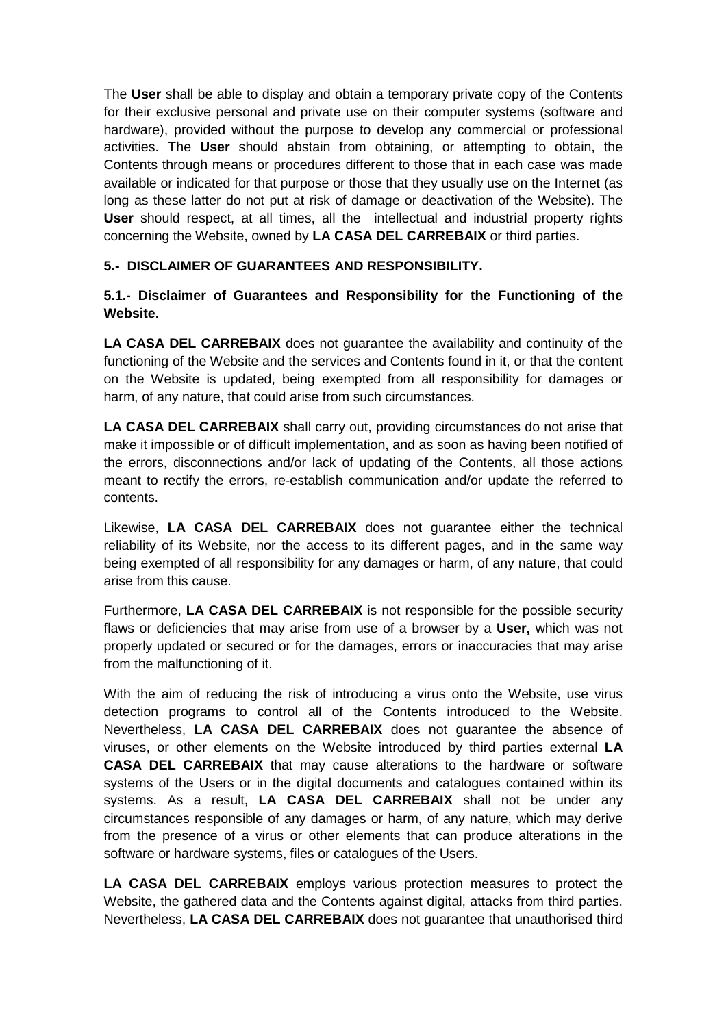The **User** shall be able to display and obtain a temporary private copy of the Contents for their exclusive personal and private use on their computer systems (software and hardware), provided without the purpose to develop any commercial or professional activities. The **User** should abstain from obtaining, or attempting to obtain, the Contents through means or procedures different to those that in each case was made available or indicated for that purpose or those that they usually use on the Internet (as long as these latter do not put at risk of damage or deactivation of the Website). The **User** should respect, at all times, all the intellectual and industrial property rights concerning the Website, owned by **LA CASA DEL CARREBAIX** or third parties.

## 5.- DISCLAIMER OF GUARANTEES AND RESPONSIBILITY.

### 5.1.- Disclaimer of Guarantees and Responsibility for the Functioning of the Website.

**LA CASA DEL CARREBAIX** does not guarantee the availability and continuity of the functioning of the Website and the services and Contents found in it, or that the content on the Website is updated, being exempted from all responsibility for damages or harm, of any nature, that could arise from such circumstances.

**LA CASA DEL CARREBAIX** shall carry out, providing circumstances do not arise that make it impossible or of difficult implementation, and as soon as having been notified of the errors, disconnections and/or lack of updating of the Contents, all those actions meant to rectify the errors, re-establish communication and/or update the referred to contents.

Likewise, **LA CASA DEL CARREBAIX** does not guarantee either the technical reliability of its Website, nor the access to its different pages, and in the same way being exempted of all responsibility for any damages or harm, of any nature, that could arise from this cause.

Furthermore, **LA CASA DEL CARREBAIX** is not responsible for the possible security flaws or deficiencies that may arise from use of a browser by a **User,** which was not properly updated or secured or for the damages, errors or inaccuracies that may arise from the malfunctioning of it.

With the aim of reducing the risk of introducing a virus onto the Website, use virus detection programs to control all of the Contents introduced to the Website. Nevertheless, **LA CASA DEL CARREBAIX** does not guarantee the absence of viruses, or other elements on the Website introduced by third parties external **LA CASA DEL CARREBAIX** that may cause alterations to the hardware or software systems of the Users or in the digital documents and catalogues contained within its systems. As a result, **LA CASA DEL CARREBAIX** shall not be under any circumstances responsible of any damages or harm, of any nature, which may derive from the presence of a virus or other elements that can produce alterations in the software or hardware systems, files or catalogues of the Users.

**LA CASA DEL CARREBAIX** employs various protection measures to protect the Website, the gathered data and the Contents against digital, attacks from third parties. Nevertheless, **LA CASA DEL CARREBAIX** does not guarantee that unauthorised third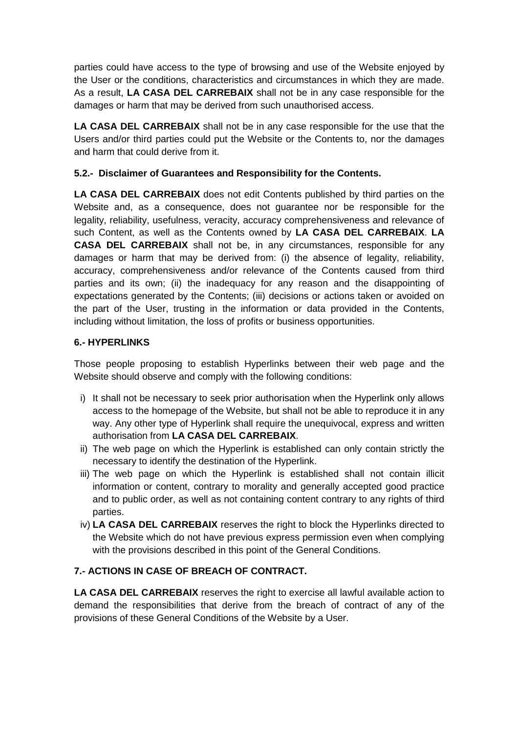parties could have access to the type of browsing and use of the Website enjoyed by the User or the conditions, characteristics and circumstances in which they are made. As a result, **LA CASA DEL CARREBAIX** shall not be in any case responsible for the damages or harm that may be derived from such unauthorised access.

**LA CASA DEL CARREBAIX** shall not be in any case responsible for the use that the Users and/or third parties could put the Website or the Contents to, nor the damages and harm that could derive from it.

### 5.2.- Disclaimer of Guarantees and Responsibility for the Contents.

**LA CASA DEL CARREBAIX** does not edit Contents published by third parties on the Website and, as a consequence, does not guarantee nor be responsible for the legality, reliability, usefulness, veracity, accuracy comprehensiveness and relevance of such Content, as well as the Contents owned by **LA CASA DEL CARREBAIX**. **LA CASA DEL CARREBAIX** shall not be, in any circumstances, responsible for any damages or harm that may be derived from: (i) the absence of legality, reliability, accuracy, comprehensiveness and/or relevance of the Contents caused from third parties and its own; (ii) the inadequacy for any reason and the disappointing of expectations generated by the Contents; (iii) decisions or actions taken or avoided on the part of the User, trusting in the information or data provided in the Contents, including without limitation, the loss of profits or business opportunities.

### 6.- HYPERLINKS

Those people proposing to establish Hyperlinks between their web page and the Website should observe and comply with the following conditions:

i) It shall not be necessary to seek prior authorisation when the Hyperlink only allows access to the homepage of the Website, but shall not be able to reproduce it in any way. Any other type of Hyperlink shall require the unequivocal, express and written authorisation from **LA CASA DEL CARREBAIX**.
ii) The web page on which the Hyperlink is established can only contain strictly the necessary to identify the destination of the Hyperlink.
iii) The web page on which the Hyperlink is established shall not contain illicit information or content, contrary to morality and generally accepted good practice and to public order, as well as not containing content contrary to any rights of third parties.
iv) **LA CASA DEL CARREBAIX** reserves the right to block the Hyperlinks directed to the Website which do not have previous express permission even when complying with the provisions described in this point of the General Conditions.

### 7.- ACTIONS IN CASE OF BREACH OF CONTRACT.

**LA CASA DEL CARREBAIX** reserves the right to exercise all lawful available action to demand the responsibilities that derive from the breach of contract of any of the provisions of these General Conditions of the Website by a User.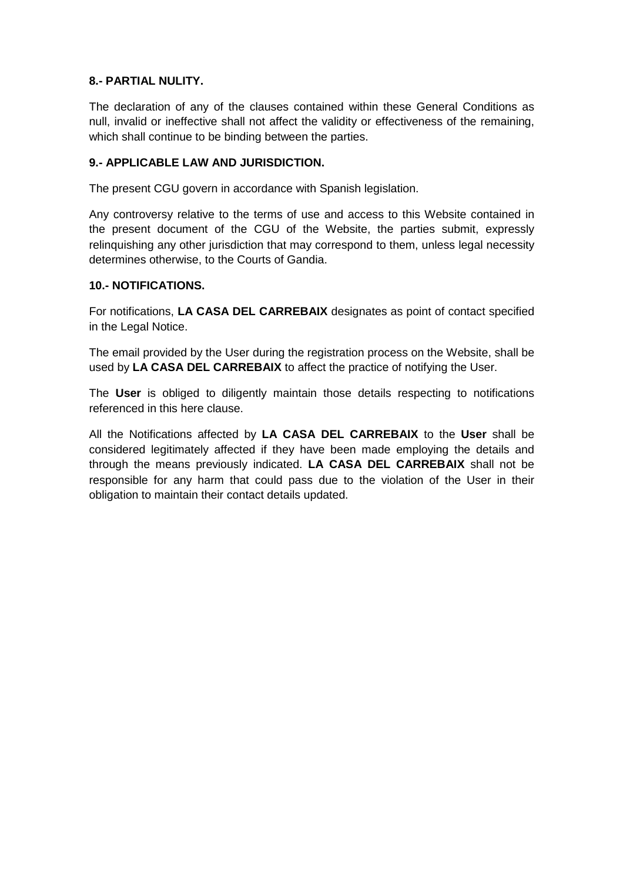**8.- PARTIAL NULITY.**

The declaration of any of the clauses contained within these General Conditions as null, invalid or ineffective shall not affect the validity or effectiveness of the remaining, which shall continue to be binding between the parties.

**9.- APPLICABLE LAW AND JURISDICTION.**

The present CGU govern in accordance with Spanish legislation.

Any controversy relative to the terms of use and access to this Website contained in the present document of the CGU of the Website, the parties submit, expressly relinquishing any other jurisdiction that may correspond to them, unless legal necessity determines otherwise, to the Courts of Gandia.

**10.- NOTIFICATIONS.**

For notifications, **LA CASA DEL CARREBAIX** designates as point of contact specified in the Legal Notice.

The email provided by the User during the registration process on the Website, shall be used by **LA CASA DEL CARREBAIX** to affect the practice of notifying the User.

The **User** is obliged to diligently maintain those details respecting to notifications referenced in this here clause.

All the Notifications affected by **LA CASA DEL CARREBAIX** to the **User** shall be considered legitimately affected if they have been made employing the details and through the means previously indicated. **LA CASA DEL CARREBAIX** shall not be responsible for any harm that could pass due to the violation of the User in their obligation to maintain their contact details updated.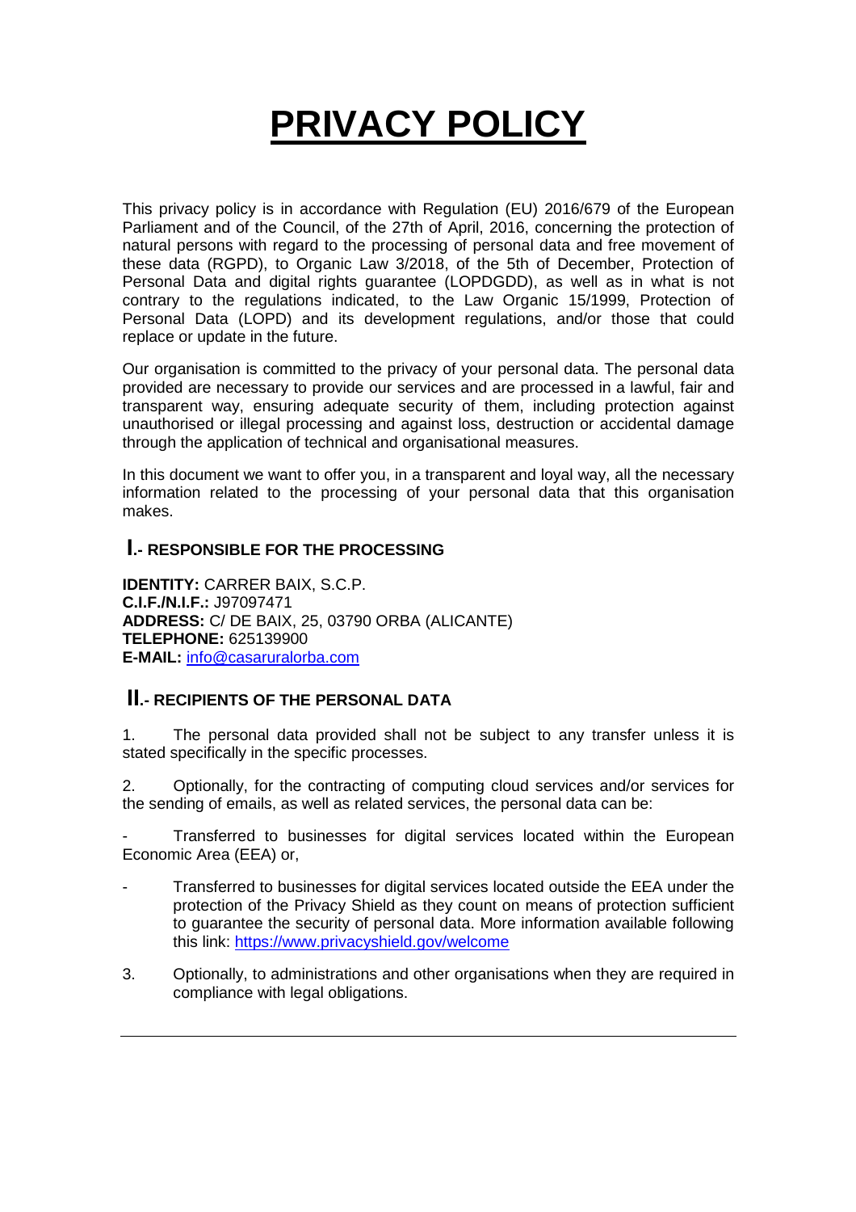# PRIVACY POLICY

This privacy policy is in accordance with Regulation (EU) 2016/679 of the European Parliament and of the Council, of the 27th of April, 2016, concerning the protection of natural persons with regard to the processing of personal data and free movement of these data (RGPD), to Organic Law 3/2018, of the 5th of December, Protection of Personal Data and digital rights guarantee (LOPDGDD), as well as in what is not contrary to the regulations indicated, to the Law Organic 15/1999, Protection of Personal Data (LOPD) and its development regulations, and/or those that could replace or update in the future.

Our organisation is committed to the privacy of your personal data. The personal data provided are necessary to provide our services and are processed in a lawful, fair and transparent way, ensuring adequate security of them, including protection against unauthorised or illegal processing and against loss, destruction or accidental damage through the application of technical and organisational measures.

In this document we want to offer you, in a transparent and loyal way, all the necessary information related to the processing of your personal data that this organisation makes.

## I.- RESPONSIBLE FOR THE PROCESSING

**IDENTITY:** CARRER BAIX, S.C.P.
**C.I.F./N.I.F.:** J97097471
**ADDRESS:** C/ DE BAIX, 25, 03790 ORBA (ALICANTE)
**TELEPHONE:** 625139900
**E-MAIL:** info@casaruralorba.com

## II.- RECIPIENTS OF THE PERSONAL DATA

1. The personal data provided shall not be subject to any transfer unless it is stated specifically in the specific processes.

2. Optionally, for the contracting of computing cloud services and/or services for the sending of emails, as well as related services, the personal data can be:

- Transferred to businesses for digital services located within the European Economic Area (EEA) or,

- Transferred to businesses for digital services located outside the EEA under the protection of the Privacy Shield as they count on means of protection sufficient to guarantee the security of personal data. More information available following this link: https://www.privacyshield.gov/welcome

3. Optionally, to administrations and other organisations when they are required in compliance with legal obligations.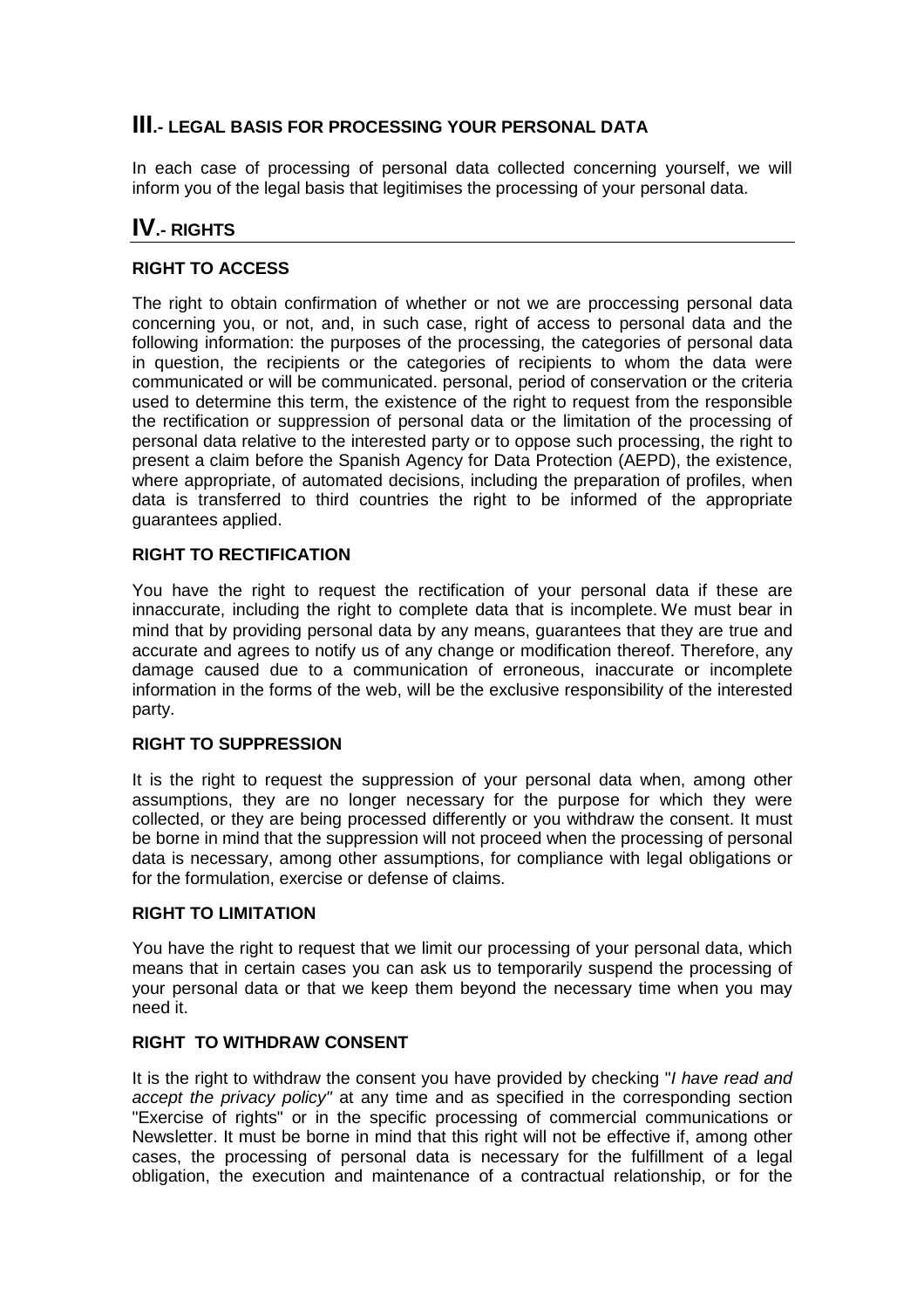## III.- LEGAL BASIS FOR PROCESSING YOUR PERSONAL DATA

In each case of processing of personal data collected concerning yourself, we will inform you of the legal basis that legitimises the processing of your personal data.

## IV.- RIGHTS

### RIGHT TO ACCESS

The right to obtain confirmation of whether or not we are proccessing personal data concerning you, or not, and, in such case, right of access to personal data and the following information: the purposes of the processing, the categories of personal data in question, the recipients or the categories of recipients to whom the data were communicated or will be communicated. personal, period of conservation or the criteria used to determine this term, the existence of the right to request from the responsible the rectification or suppression of personal data or the limitation of the processing of personal data relative to the interested party or to oppose such processing, the right to present a claim before the Spanish Agency for Data Protection (AEPD), the existence, where appropriate, of automated decisions, including the preparation of profiles, when data is transferred to third countries the right to be informed of the appropriate guarantees applied.

### RIGHT TO RECTIFICATION

You have the right to request the rectification of your personal data if these are innaccurate, including the right to complete data that is incomplete. We must bear in mind that by providing personal data by any means, guarantees that they are true and accurate and agrees to notify us of any change or modification thereof. Therefore, any damage caused due to a communication of erroneous, inaccurate or incomplete information in the forms of the web, will be the exclusive responsibility of the interested party.

### RIGHT TO SUPPRESSION

It is the right to request the suppression of your personal data when, among other assumptions, they are no longer necessary for the purpose for which they were collected, or they are being processed differently or you withdraw the consent. It must be borne in mind that the suppression will not proceed when the processing of personal data is necessary, among other assumptions, for compliance with legal obligations or for the formulation, exercise or defense of claims.

### RIGHT TO LIMITATION

You have the right to request that we limit our processing of your personal data, which means that in certain cases you can ask us to temporarily suspend the processing of your personal data or that we keep them beyond the necessary time when you may need it.

### RIGHT TO WITHDRAW CONSENT

It is the right to withdraw the consent you have provided by checking "*I have read and accept the privacy policy"* at any time and as specified in the corresponding section "Exercise of rights" or in the specific processing of commercial communications or Newsletter. It must be borne in mind that this right will not be effective if, among other cases, the processing of personal data is necessary for the fulfillment of a legal obligation, the execution and maintenance of a contractual relationship, or for the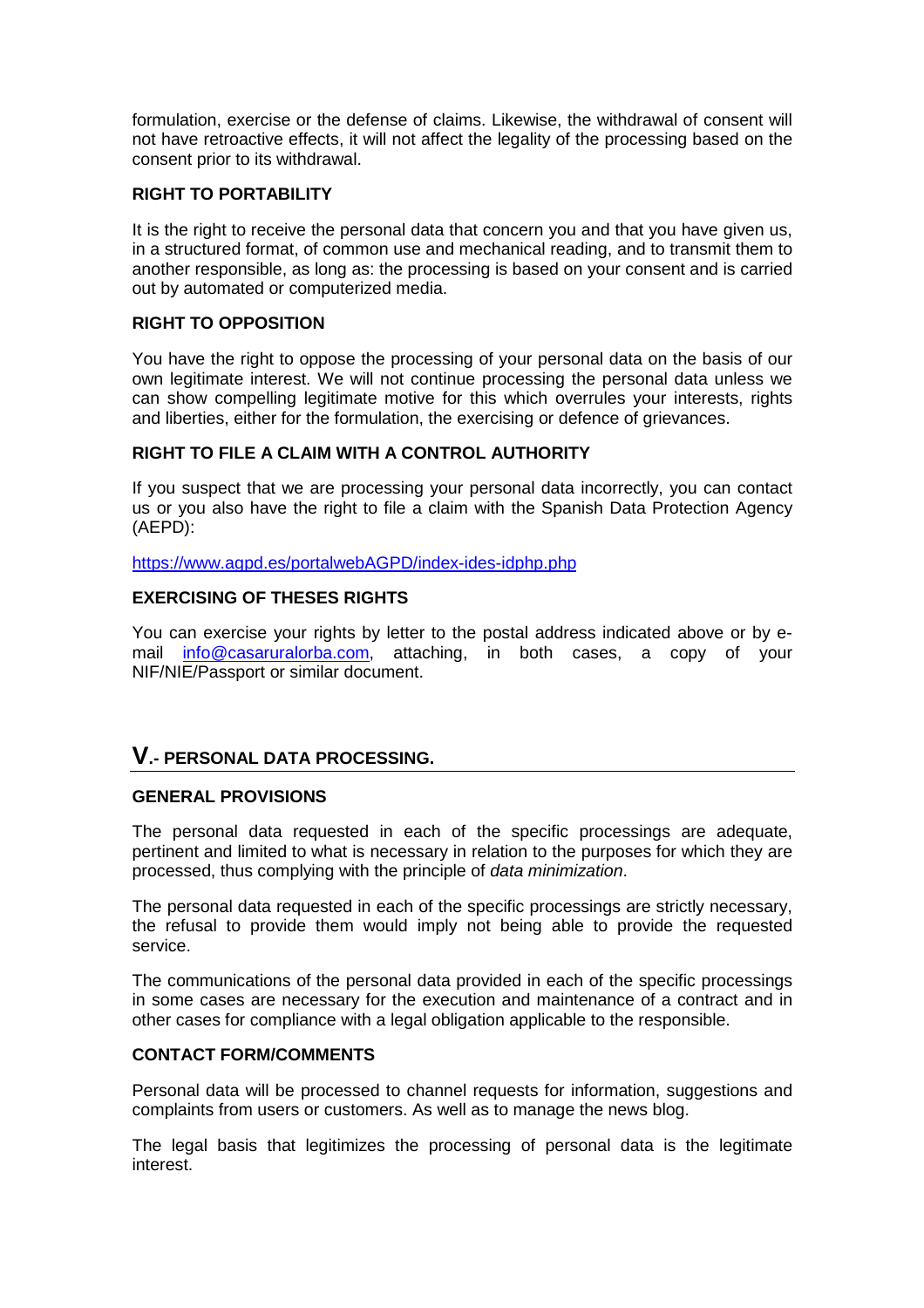formulation, exercise or the defense of claims. Likewise, the withdrawal of consent will not have retroactive effects, it will not affect the legality of the processing based on the consent prior to its withdrawal.

### RIGHT TO PORTABILITY

It is the right to receive the personal data that concern you and that you have given us, in a structured format, of common use and mechanical reading, and to transmit them to another responsible, as long as: the processing is based on your consent and is carried out by automated or computerized media.

### RIGHT TO OPPOSITION

You have the right to oppose the processing of your personal data on the basis of our own legitimate interest. We will not continue processing the personal data unless we can show compelling legitimate motive for this which overrules your interests, rights and liberties, either for the formulation, the exercising or defence of grievances.

### RIGHT TO FILE A CLAIM WITH A CONTROL AUTHORITY

If you suspect that we are processing your personal data incorrectly, you can contact us or you also have the right to file a claim with the Spanish Data Protection Agency (AEPD):

[https://www.agpd.es/portalwebAGPD/index-ides-idphp.php](https://www.agpd.es/portalwebAGPD/index-ides-idphp.php)

### EXERCISING OF THESES RIGHTS

You can exercise your rights by letter to the postal address indicated above or by e-mail [info@casaruralorba.com](mailto:info@casaruralorba.com), attaching, in both cases, a copy of your NIF/NIE/Passport or similar document.

## V.- PERSONAL DATA PROCESSING.

### GENERAL PROVISIONS

The personal data requested in each of the specific processings are adequate, pertinent and limited to what is necessary in relation to the purposes for which they are processed, thus complying with the principle of *data minimization*.

The personal data requested in each of the specific processings are strictly necessary, the refusal to provide them would imply not being able to provide the requested service.

The communications of the personal data provided in each of the specific processings in some cases are necessary for the execution and maintenance of a contract and in other cases for compliance with a legal obligation applicable to the responsible.

### CONTACT FORM/COMMENTS

Personal data will be processed to channel requests for information, suggestions and complaints from users or customers. As well as to manage the news blog.

The legal basis that legitimizes the processing of personal data is the legitimate interest.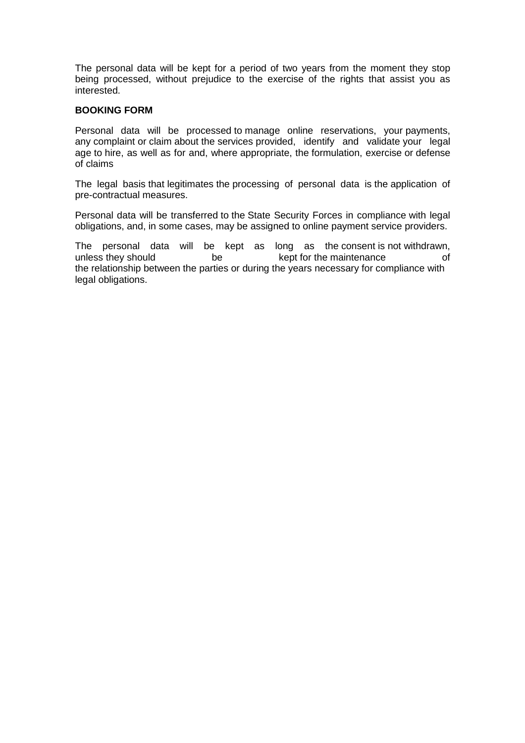The personal data will be kept for a period of two years from the moment they stop being processed, without prejudice to the exercise of the rights that assist you as interested.

**BOOKING FORM**

Personal data will be processed to manage online reservations, your payments, any complaint or claim about the services provided, identify and validate your legal age to hire, as well as for and, where appropriate, the formulation, exercise or defense of claims

The legal basis that legitimates the processing of personal data is the application of pre-contractual measures.

Personal data will be transferred to the State Security Forces in compliance with legal obligations, and, in some cases, may be assigned to online payment service providers.

The personal data will be kept as long as the consent is not withdrawn, unless they should be kept for the maintenance of the relationship between the parties or during the years necessary for compliance with legal obligations.